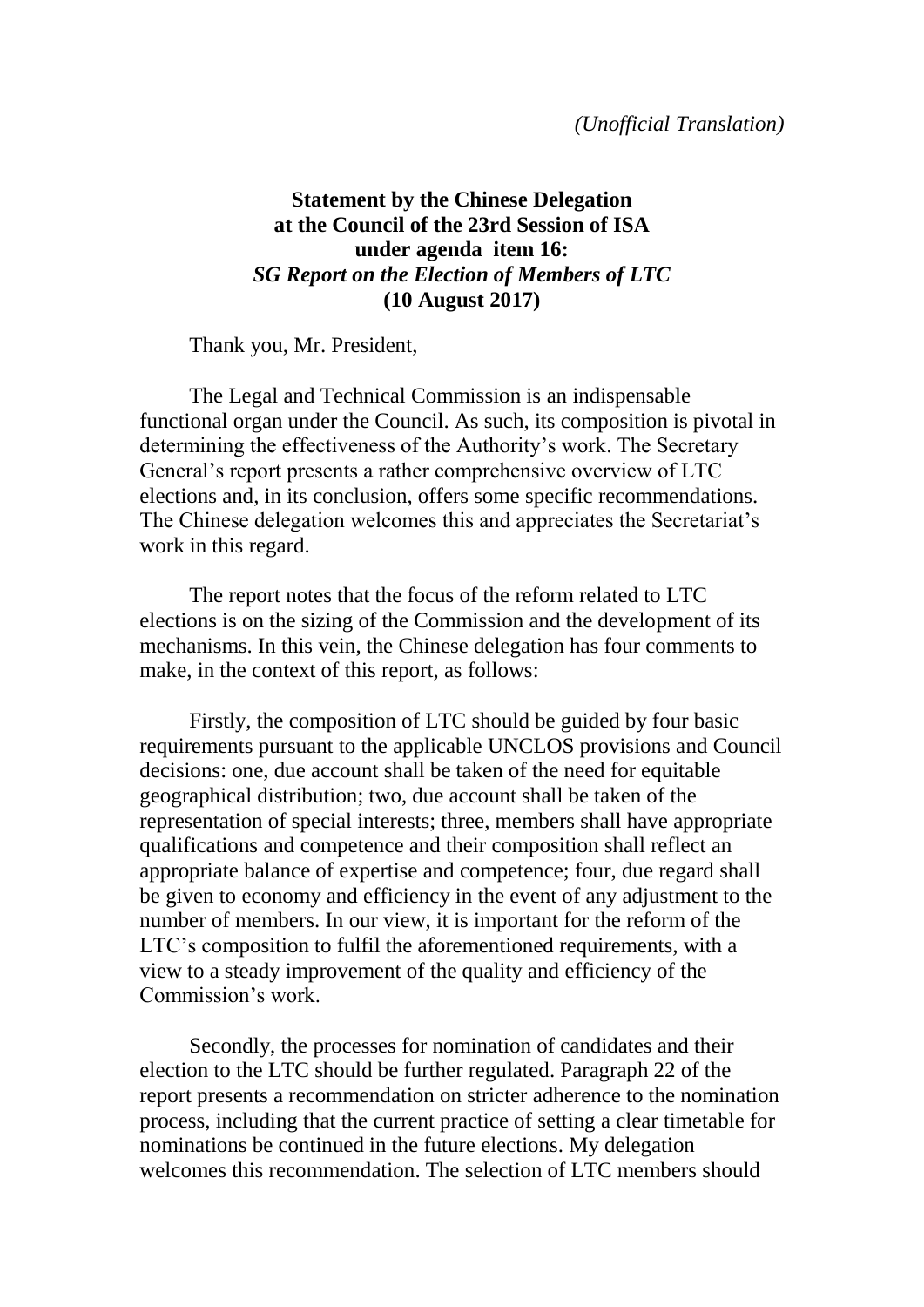*(Unofficial Translation)*

**Statement by the Chinese Delegation at the Council of the 23rd Session of ISA under agenda item 16:**
***SG Report on the Election of Members of LTC***
**(10 August 2017)**

Thank you, Mr. President,

The Legal and Technical Commission is an indispensable functional organ under the Council. As such, its composition is pivotal in determining the effectiveness of the Authority's work. The Secretary General's report presents a rather comprehensive overview of LTC elections and, in its conclusion, offers some specific recommendations. The Chinese delegation welcomes this and appreciates the Secretariat's work in this regard.

The report notes that the focus of the reform related to LTC elections is on the sizing of the Commission and the development of its mechanisms. In this vein, the Chinese delegation has four comments to make, in the context of this report, as follows:

Firstly, the composition of LTC should be guided by four basic requirements pursuant to the applicable UNCLOS provisions and Council decisions: one, due account shall be taken of the need for equitable geographical distribution; two, due account shall be taken of the representation of special interests; three, members shall have appropriate qualifications and competence and their composition shall reflect an appropriate balance of expertise and competence; four, due regard shall be given to economy and efficiency in the event of any adjustment to the number of members. In our view, it is important for the reform of the LTC's composition to fulfil the aforementioned requirements, with a view to a steady improvement of the quality and efficiency of the Commission's work.

Secondly, the processes for nomination of candidates and their election to the LTC should be further regulated. Paragraph 22 of the report presents a recommendation on stricter adherence to the nomination process, including that the current practice of setting a clear timetable for nominations be continued in the future elections. My delegation welcomes this recommendation. The selection of LTC members should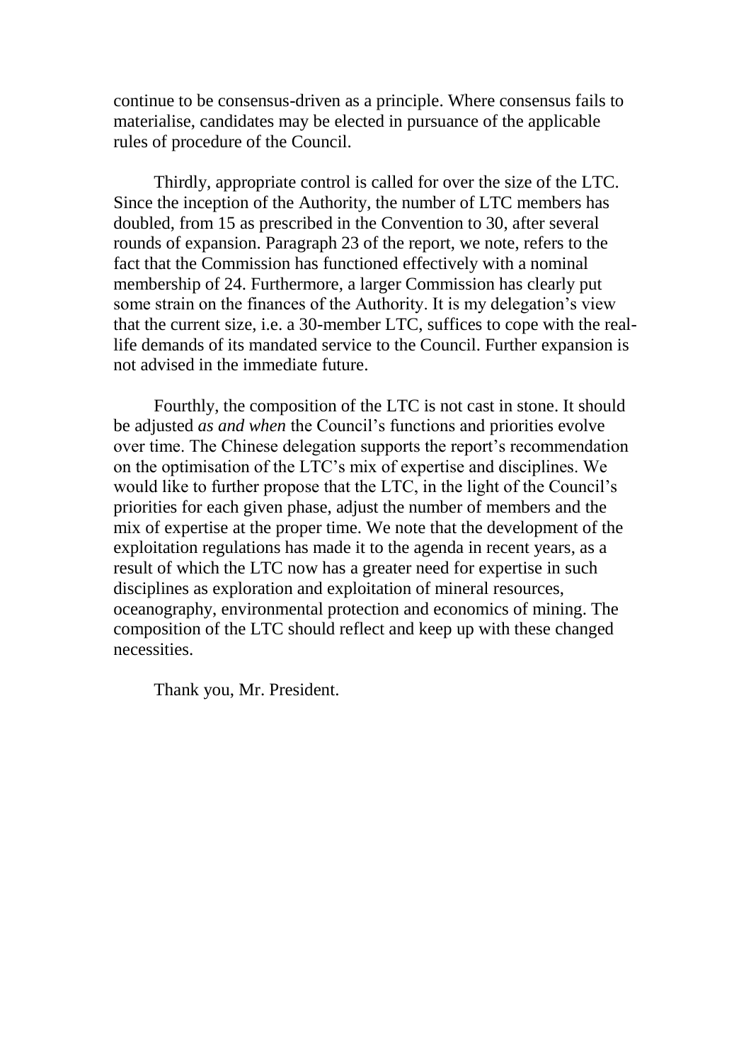continue to be consensus-driven as a principle. Where consensus fails to materialise, candidates may be elected in pursuance of the applicable rules of procedure of the Council.

Thirdly, appropriate control is called for over the size of the LTC. Since the inception of the Authority, the number of LTC members has doubled, from 15 as prescribed in the Convention to 30, after several rounds of expansion. Paragraph 23 of the report, we note, refers to the fact that the Commission has functioned effectively with a nominal membership of 24. Furthermore, a larger Commission has clearly put some strain on the finances of the Authority. It is my delegation's view that the current size, i.e. a 30-member LTC, suffices to cope with the real-life demands of its mandated service to the Council. Further expansion is not advised in the immediate future.

Fourthly, the composition of the LTC is not cast in stone. It should be adjusted *as and when* the Council's functions and priorities evolve over time. The Chinese delegation supports the report's recommendation on the optimisation of the LTC's mix of expertise and disciplines. We would like to further propose that the LTC, in the light of the Council's priorities for each given phase, adjust the number of members and the mix of expertise at the proper time. We note that the development of the exploitation regulations has made it to the agenda in recent years, as a result of which the LTC now has a greater need for expertise in such disciplines as exploration and exploitation of mineral resources, oceanography, environmental protection and economics of mining. The composition of the LTC should reflect and keep up with these changed necessities.

Thank you, Mr. President.